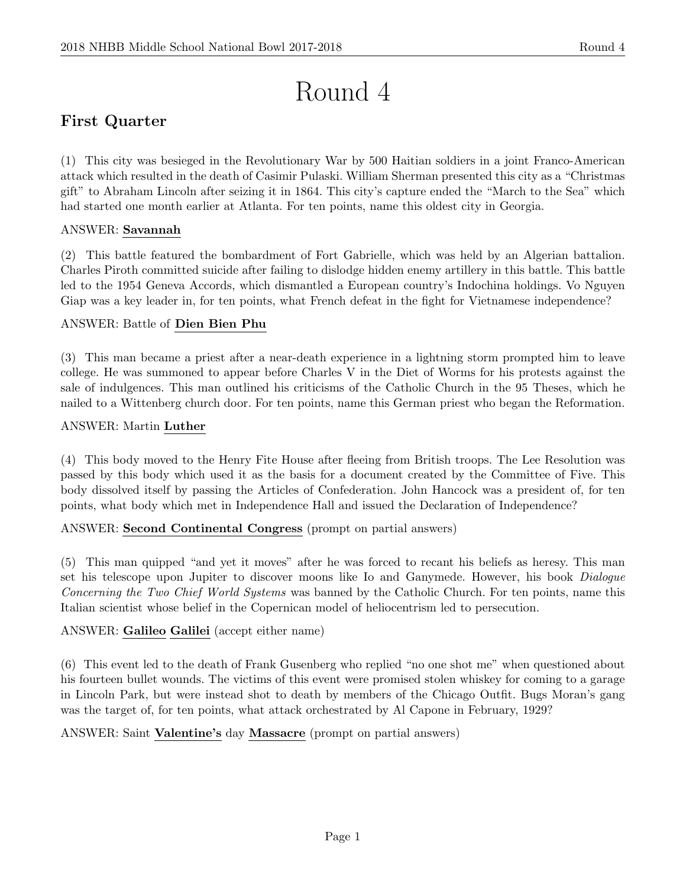# Round 4

## First Quarter

(1) This city was besieged in the Revolutionary War by 500 Haitian soldiers in a joint Franco-American attack which resulted in the death of Casimir Pulaski. William Sherman presented this city as a "Christmas gift" to Abraham Lincoln after seizing it in 1864. This city's capture ended the "March to the Sea" which had started one month earlier at Atlanta. For ten points, name this oldest city in Georgia.

ANSWER: **Savannah**

(2) This battle featured the bombardment of Fort Gabrielle, which was held by an Algerian battalion. Charles Piroth committed suicide after failing to dislodge hidden enemy artillery in this battle. This battle led to the 1954 Geneva Accords, which dismantled a European country's Indochina holdings. Vo Nguyen Giap was a key leader in, for ten points, what French defeat in the fight for Vietnamese independence?

ANSWER: Battle of **Dien Bien Phu**

(3) This man became a priest after a near-death experience in a lightning storm prompted him to leave college. He was summoned to appear before Charles V in the Diet of Worms for his protests against the sale of indulgences. This man outlined his criticisms of the Catholic Church in the 95 Theses, which he nailed to a Wittenberg church door. For ten points, name this German priest who began the Reformation.

ANSWER: Martin **Luther**

(4) This body moved to the Henry Fite House after fleeing from British troops. The Lee Resolution was passed by this body which used it as the basis for a document created by the Committee of Five. This body dissolved itself by passing the Articles of Confederation. John Hancock was a president of, for ten points, what body which met in Independence Hall and issued the Declaration of Independence?

ANSWER: **Second Continental Congress** (prompt on partial answers)

(5) This man quipped "and yet it moves" after he was forced to recant his beliefs as heresy. This man set his telescope upon Jupiter to discover moons like Io and Ganymede. However, his book *Dialogue Concerning the Two Chief World Systems* was banned by the Catholic Church. For ten points, name this Italian scientist whose belief in the Copernican model of heliocentrism led to persecution.

ANSWER: **Galileo** **Galilei** (accept either name)

(6) This event led to the death of Frank Gusenberg who replied "no one shot me" when questioned about his fourteen bullet wounds. The victims of this event were promised stolen whiskey for coming to a garage in Lincoln Park, but were instead shot to death by members of the Chicago Outfit. Bugs Moran's gang was the target of, for ten points, what attack orchestrated by Al Capone in February, 1929?

ANSWER: Saint **Valentine's** day **Massacre** (prompt on partial answers)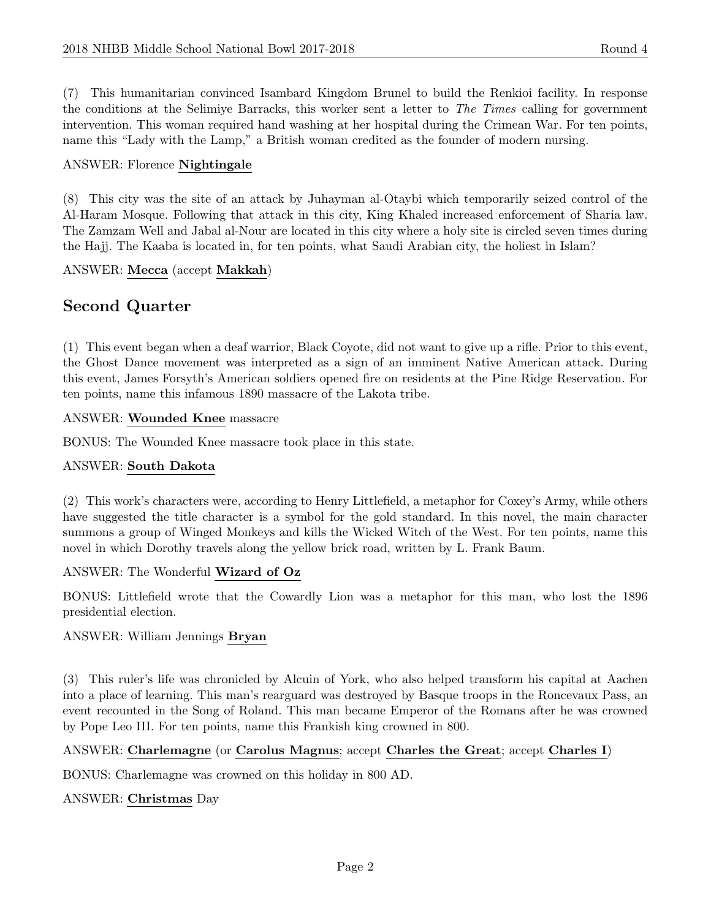(7) This humanitarian convinced Isambard Kingdom Brunel to build the Renkioi facility. In response the conditions at the Selimiye Barracks, this worker sent a letter to *The Times* calling for government intervention. This woman required hand washing at her hospital during the Crimean War. For ten points, name this "Lady with the Lamp," a British woman credited as the founder of modern nursing.

ANSWER: Florence **Nightingale**

(8) This city was the site of an attack by Juhayman al-Otaybi which temporarily seized control of the Al-Haram Mosque. Following that attack in this city, King Khaled increased enforcement of Sharia law. The Zamzam Well and Jabal al-Nour are located in this city where a holy site is circled seven times during the Hajj. The Kaaba is located in, for ten points, what Saudi Arabian city, the holiest in Islam?

ANSWER: **Mecca** (accept **Makkah**)

## Second Quarter

(1) This event began when a deaf warrior, Black Coyote, did not want to give up a rifle. Prior to this event, the Ghost Dance movement was interpreted as a sign of an imminent Native American attack. During this event, James Forsyth's American soldiers opened fire on residents at the Pine Ridge Reservation. For ten points, name this infamous 1890 massacre of the Lakota tribe.

ANSWER: **Wounded Knee** massacre

BONUS: The Wounded Knee massacre took place in this state.

ANSWER: **South Dakota**

(2) This work's characters were, according to Henry Littlefield, a metaphor for Coxey's Army, while others have suggested the title character is a symbol for the gold standard. In this novel, the main character summons a group of Winged Monkeys and kills the Wicked Witch of the West. For ten points, name this novel in which Dorothy travels along the yellow brick road, written by L. Frank Baum.

ANSWER: The Wonderful **Wizard of Oz**

BONUS: Littlefield wrote that the Cowardly Lion was a metaphor for this man, who lost the 1896 presidential election.

ANSWER: William Jennings **Bryan**

(3) This ruler's life was chronicled by Alcuin of York, who also helped transform his capital at Aachen into a place of learning. This man's rearguard was destroyed by Basque troops in the Roncevaux Pass, an event recounted in the Song of Roland. This man became Emperor of the Romans after he was crowned by Pope Leo III. For ten points, name this Frankish king crowned in 800.

ANSWER: **Charlemagne** (or **Carolus Magnus**; accept **Charles the Great**; accept **Charles I**)

BONUS: Charlemagne was crowned on this holiday in 800 AD.

ANSWER: **Christmas** Day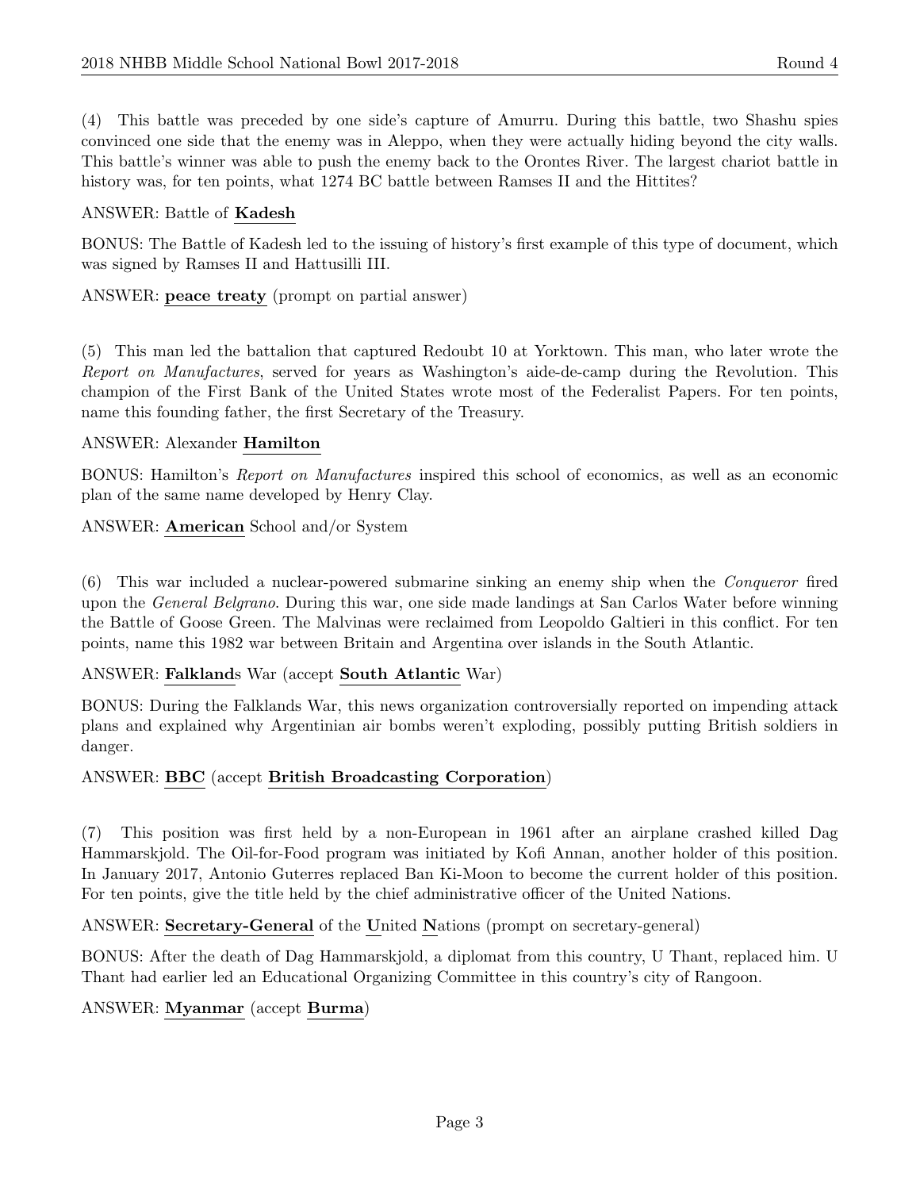(4) This battle was preceded by one side's capture of Amurru. During this battle, two Shashu spies convinced one side that the enemy was in Aleppo, when they were actually hiding beyond the city walls. This battle's winner was able to push the enemy back to the Orontes River. The largest chariot battle in history was, for ten points, what 1274 BC battle between Ramses II and the Hittites?

ANSWER: Battle of **Kadesh**

BONUS: The Battle of Kadesh led to the issuing of history's first example of this type of document, which was signed by Ramses II and Hattusilli III.

ANSWER: **peace treaty** (prompt on partial answer)

(5) This man led the battalion that captured Redoubt 10 at Yorktown. This man, who later wrote the *Report on Manufactures*, served for years as Washington's aide-de-camp during the Revolution. This champion of the First Bank of the United States wrote most of the Federalist Papers. For ten points, name this founding father, the first Secretary of the Treasury.

ANSWER: Alexander **Hamilton**

BONUS: Hamilton's *Report on Manufactures* inspired this school of economics, as well as an economic plan of the same name developed by Henry Clay.

ANSWER: **American** School and/or System

(6) This war included a nuclear-powered submarine sinking an enemy ship when the *Conqueror* fired upon the *General Belgrano*. During this war, one side made landings at San Carlos Water before winning the Battle of Goose Green. The Malvinas were reclaimed from Leopoldo Galtieri in this conflict. For ten points, name this 1982 war between Britain and Argentina over islands in the South Atlantic.

ANSWER: **Falkland**s War (accept **South Atlantic** War)

BONUS: During the Falklands War, this news organization controversially reported on impending attack plans and explained why Argentinian air bombs weren't exploding, possibly putting British soldiers in danger.

ANSWER: **BBC** (accept **British Broadcasting Corporation**)

(7) This position was first held by a non-European in 1961 after an airplane crashed killed Dag Hammarskjold. The Oil-for-Food program was initiated by Kofi Annan, another holder of this position. In January 2017, Antonio Guterres replaced Ban Ki-Moon to become the current holder of this position. For ten points, give the title held by the chief administrative officer of the United Nations.

ANSWER: **Secretary-General** of the **U**nited **N**ations (prompt on secretary-general)

BONUS: After the death of Dag Hammarskjold, a diplomat from this country, U Thant, replaced him. U Thant had earlier led an Educational Organizing Committee in this country's city of Rangoon.

ANSWER: **Myanmar** (accept **Burma**)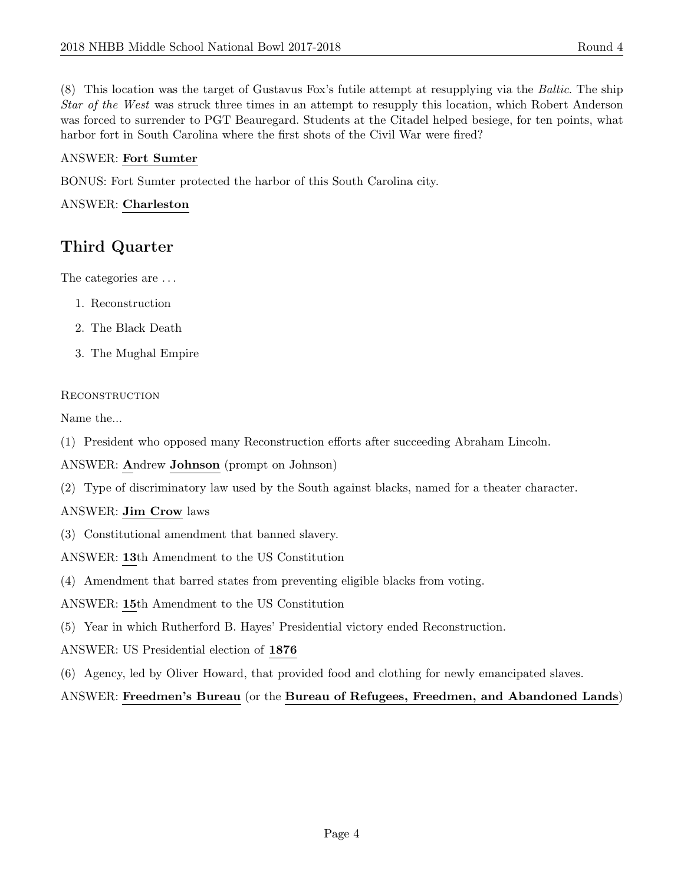(8) This location was the target of Gustavus Fox's futile attempt at resupplying via the *Baltic*. The ship *Star of the West* was struck three times in an attempt to resupply this location, which Robert Anderson was forced to surrender to PGT Beauregard. Students at the Citadel helped besiege, for ten points, what harbor fort in South Carolina where the first shots of the Civil War were fired?

ANSWER: **Fort Sumter**

BONUS: Fort Sumter protected the harbor of this South Carolina city.

ANSWER: **Charleston**

## Third Quarter

The categories are . . .

1. Reconstruction
2. The Black Death
3. The Mughal Empire

RECONSTRUCTION

Name the...

(1) President who opposed many Reconstruction efforts after succeeding Abraham Lincoln.

ANSWER: **A**ndrew **Johnson** (prompt on Johnson)

(2) Type of discriminatory law used by the South against blacks, named for a theater character.

ANSWER: **Jim Crow** laws

(3) Constitutional amendment that banned slavery.

ANSWER: **13**th Amendment to the US Constitution

(4) Amendment that barred states from preventing eligible blacks from voting.

ANSWER: **15**th Amendment to the US Constitution

(5) Year in which Rutherford B. Hayes' Presidential victory ended Reconstruction.

ANSWER: US Presidential election of **1876**

(6) Agency, led by Oliver Howard, that provided food and clothing for newly emancipated slaves.

ANSWER: **Freedmen's Bureau** (or the **Bureau of Refugees, Freedmen, and Abandoned Lands**)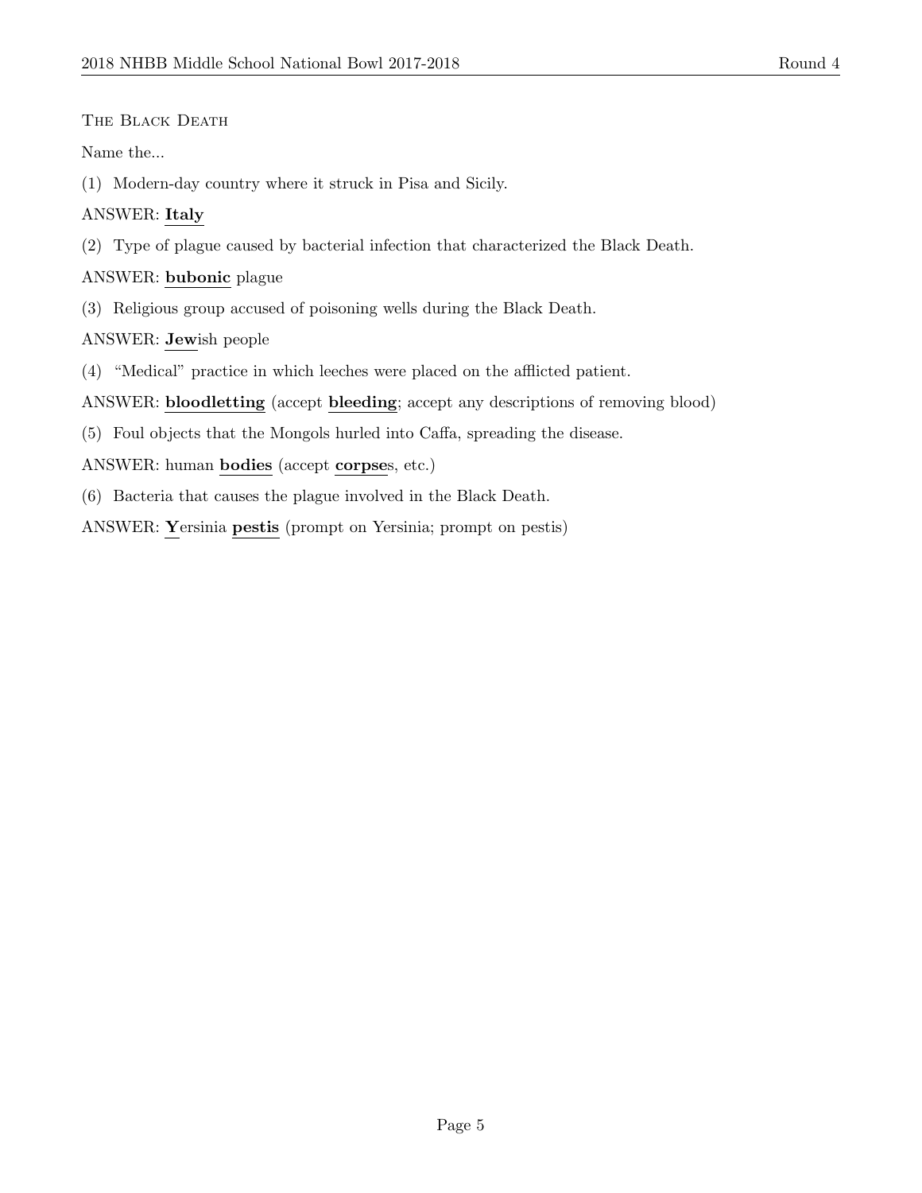The Black Death

Name the...

(1) Modern-day country where it struck in Pisa and Sicily.

ANSWER: **Italy**

(2) Type of plague caused by bacterial infection that characterized the Black Death.

ANSWER: **bubonic** plague

(3) Religious group accused of poisoning wells during the Black Death.

ANSWER: **Jew**ish people

(4) "Medical" practice in which leeches were placed on the afflicted patient.

ANSWER: **bloodletting** (accept **bleeding**; accept any descriptions of removing blood)

(5) Foul objects that the Mongols hurled into Caffa, spreading the disease.

ANSWER: human **bodies** (accept **corpse**s, etc.)

(6) Bacteria that causes the plague involved in the Black Death.

ANSWER: **Y**ersinia **pestis** (prompt on Yersinia; prompt on pestis)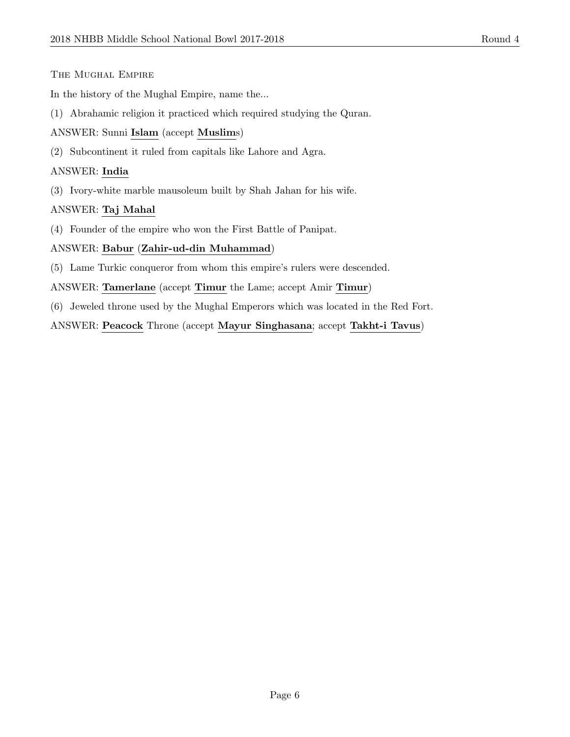## The Mughal Empire

In the history of the Mughal Empire, name the...

(1) Abrahamic religion it practiced which required studying the Quran.

ANSWER: Sunni **Islam** (accept **Muslim**s)

(2) Subcontinent it ruled from capitals like Lahore and Agra.

ANSWER: **India**

(3) Ivory-white marble mausoleum built by Shah Jahan for his wife.

ANSWER: **Taj Mahal**

(4) Founder of the empire who won the First Battle of Panipat.

ANSWER: **Babur** (**Zahir-ud-din Muhammad**)

(5) Lame Turkic conqueror from whom this empire's rulers were descended.

ANSWER: **Tamerlane** (accept **Timur** the Lame; accept Amir **Timur**)

(6) Jeweled throne used by the Mughal Emperors which was located in the Red Fort.

ANSWER: **Peacock** Throne (accept **Mayur Singhasana**; accept **Takht-i Tavus**)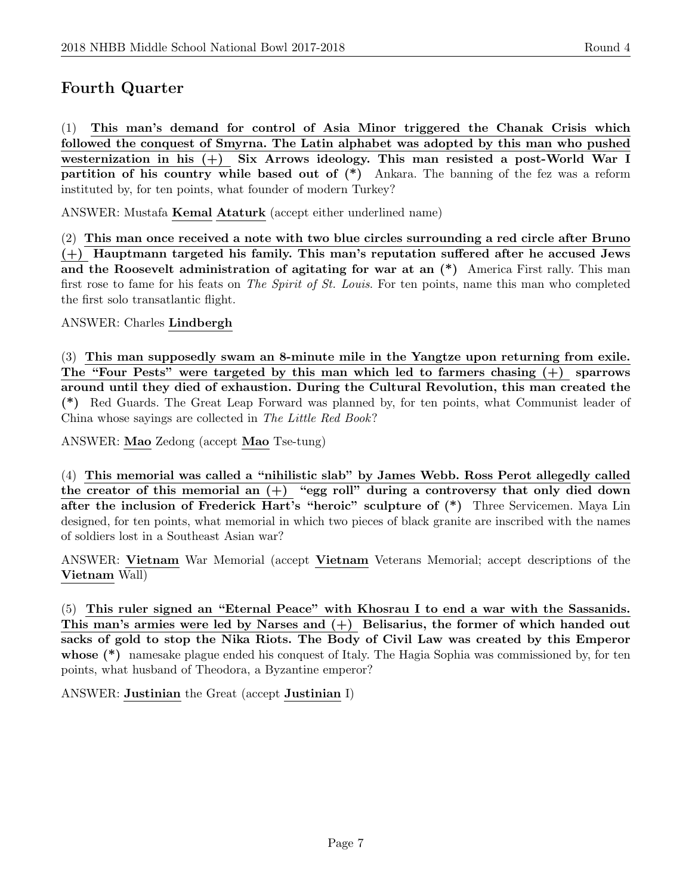## Fourth Quarter

(1) **This man's demand for control of Asia Minor triggered the Chanak Crisis which followed the conquest of Smyrna. The Latin alphabet was adopted by this man who pushed westernization in his (+) Six Arrows ideology. This man resisted a post-World War I partition of his country while based out of (*)** Ankara. The banning of the fez was a reform instituted by, for ten points, what founder of modern Turkey?

ANSWER: Mustafa **Kemal** **Ataturk** (accept either underlined name)

(2) **This man once received a note with two blue circles surrounding a red circle after Bruno (+) Hauptmann targeted his family. This man's reputation suffered after he accused Jews and the Roosevelt administration of agitating for war at an (*)** America First rally. This man first rose to fame for his feats on *The Spirit of St. Louis*. For ten points, name this man who completed the first solo transatlantic flight.

ANSWER: Charles **Lindbergh**

(3) **This man supposedly swam an 8-minute mile in the Yangtze upon returning from exile. The "Four Pests" were targeted by this man which led to farmers chasing (+) sparrows around until they died of exhaustion. During the Cultural Revolution, this man created the (*)** Red Guards. The Great Leap Forward was planned by, for ten points, what Communist leader of China whose sayings are collected in *The Little Red Book*?

ANSWER: **Mao** Zedong (accept **Mao** Tse-tung)

(4) **This memorial was called a "nihilistic slab" by James Webb. Ross Perot allegedly called the creator of this memorial an (+) "egg roll" during a controversy that only died down after the inclusion of Frederick Hart's "heroic" sculpture of (*)** Three Servicemen. Maya Lin designed, for ten points, what memorial in which two pieces of black granite are inscribed with the names of soldiers lost in a Southeast Asian war?

ANSWER: **Vietnam** War Memorial (accept **Vietnam** Veterans Memorial; accept descriptions of the **Vietnam** Wall)

(5) **This ruler signed an "Eternal Peace" with Khosrau I to end a war with the Sassanids. This man's armies were led by Narses and (+) Belisarius, the former of which handed out sacks of gold to stop the Nika Riots. The Body of Civil Law was created by this Emperor whose (*)** namesake plague ended his conquest of Italy. The Hagia Sophia was commissioned by, for ten points, what husband of Theodora, a Byzantine emperor?

ANSWER: **Justinian** the Great (accept **Justinian** I)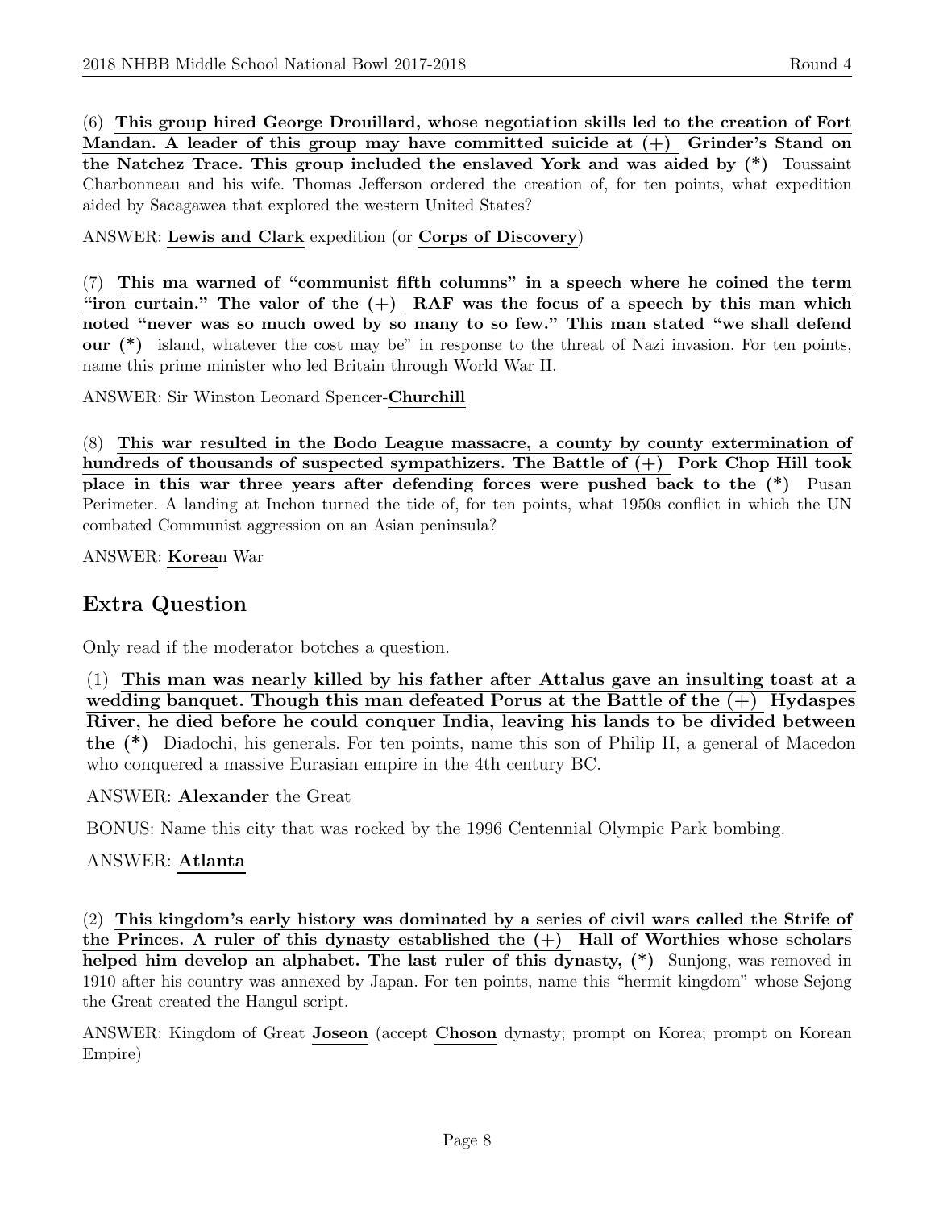(6) **This group hired George Drouillard, whose negotiation skills led to the creation of Fort Mandan. A leader of this group may have committed suicide at (+) Grinder's Stand on the Natchez Trace. This group included the enslaved York and was aided by (*)** Toussaint Charbonneau and his wife. Thomas Jefferson ordered the creation of, for ten points, what expedition aided by Sacagawea that explored the western United States?

ANSWER: **Lewis and Clark** expedition (or **Corps of Discovery**)

(7) **This ma warned of "communist fifth columns" in a speech where he coined the term "iron curtain." The valor of the (+) RAF was the focus of a speech by this man which noted "never was so much owed by so many to so few." This man stated "we shall defend our (*)** island, whatever the cost may be" in response to the threat of Nazi invasion. For ten points, name this prime minister who led Britain through World War II.

ANSWER: Sir Winston Leonard Spencer-**Churchill**

(8) **This war resulted in the Bodo League massacre, a county by county extermination of hundreds of thousands of suspected sympathizers. The Battle of (+) Pork Chop Hill took place in this war three years after defending forces were pushed back to the (*)** Pusan Perimeter. A landing at Inchon turned the tide of, for ten points, what 1950s conflict in which the UN combated Communist aggression on an Asian peninsula?

ANSWER: **Korea**n War

## Extra Question

Only read if the moderator botches a question.

(1) **This man was nearly killed by his father after Attalus gave an insulting toast at a wedding banquet. Though this man defeated Porus at the Battle of the (+) Hydaspes River, he died before he could conquer India, leaving his lands to be divided between the (*)** Diadochi, his generals. For ten points, name this son of Philip II, a general of Macedon who conquered a massive Eurasian empire in the 4th century BC.

ANSWER: **Alexander** the Great

BONUS: Name this city that was rocked by the 1996 Centennial Olympic Park bombing.

ANSWER: **Atlanta**

(2) **This kingdom's early history was dominated by a series of civil wars called the Strife of the Princes. A ruler of this dynasty established the (+) Hall of Worthies whose scholars helped him develop an alphabet. The last ruler of this dynasty, (*)** Sunjong, was removed in 1910 after his country was annexed by Japan. For ten points, name this "hermit kingdom" whose Sejong the Great created the Hangul script.

ANSWER: Kingdom of Great **Joseon** (accept **Choson** dynasty; prompt on Korea; prompt on Korean Empire)